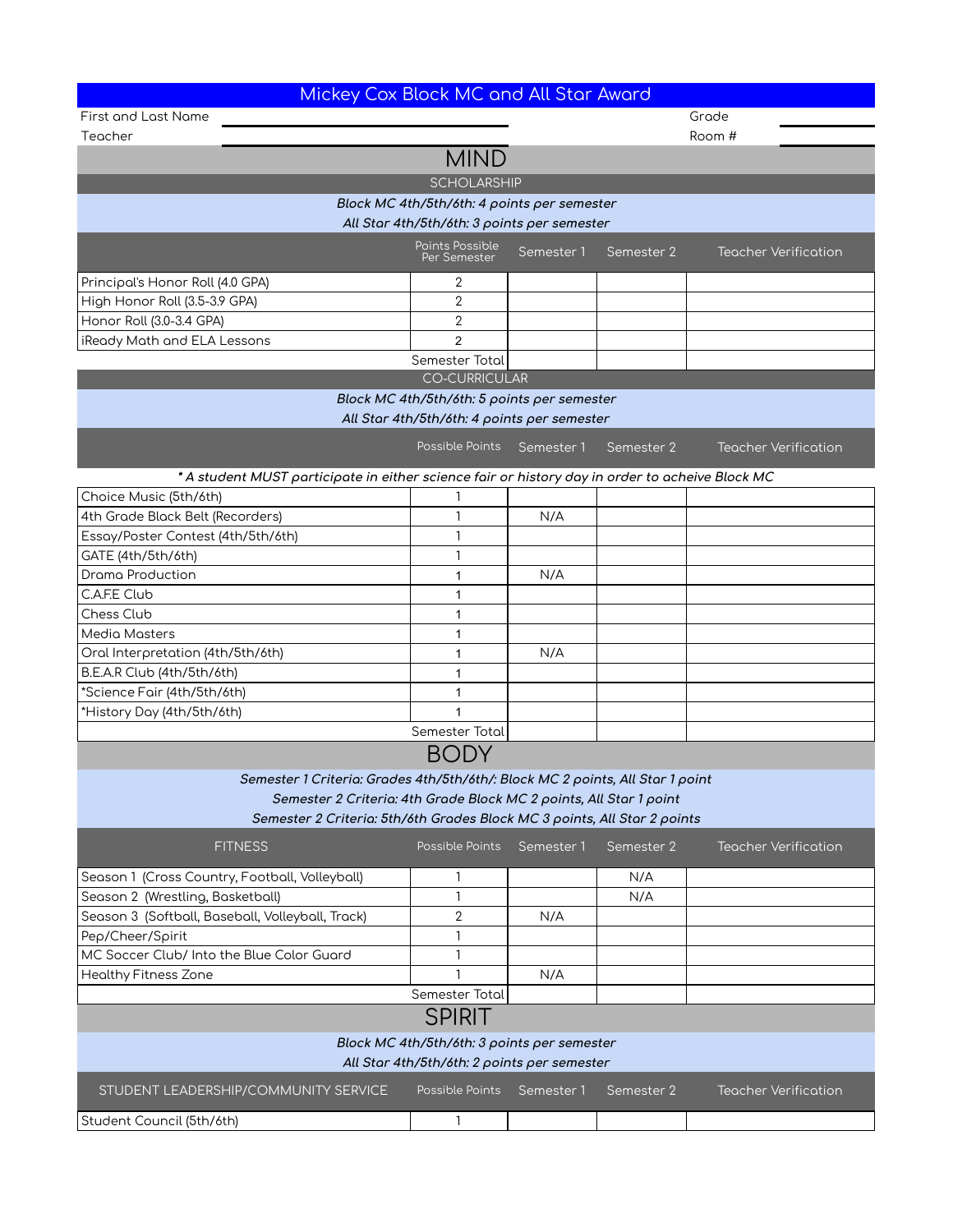# Mickey Cox Block MC and All Star Award

First and Last Name ____________________ Grade ________

Teacher ____________________ Room # ________

## MIND

### SCHOLARSHIP

*Block MC 4th/5th/6th: 4 points per semester*

*All Star 4th/5th/6th: 3 points per semester*

| | Points Possible Per Semester | Semester 1 | Semester 2 | Teacher Verification |
|---|---|---|---|---|
| Principal's Honor Roll (4.0 GPA) | 2 | | | |
| High Honor Roll (3.5-3.9 GPA) | 2 | | | |
| Honor Roll (3.0-3.4 GPA) | 2 | | | |
| iReady Math and ELA Lessons | 2 | | | |
| | Semester Total | | | |

### CO-CURRICULAR

*Block MC 4th/5th/6th: 5 points per semester*

*All Star 4th/5th/6th: 4 points per semester*

*** A student MUST participate in either science fair or history day in order to acheive Block MC***

| | Possible Points | Semester 1 | Semester 2 | Teacher Verification |
|---|---|---|---|---|
| Choice Music (5th/6th) | 1 | | | |
| 4th Grade Black Belt (Recorders) | 1 | N/A | | |
| Essay/Poster Contest (4th/5th/6th) | 1 | | | |
| GATE (4th/5th/6th) | 1 | | | |
| Drama Production | 1 | N/A | | |
| C.A.F.E Club | 1 | | | |
| Chess Club | 1 | | | |
| Media Masters | 1 | | | |
| Oral Interpretation (4th/5th/6th) | 1 | N/A | | |
| B.E.A.R Club (4th/5th/6th) | 1 | | | |
| *Science Fair (4th/5th/6th) | 1 | | | |
| *History Day (4th/5th/6th) | 1 | | | |
| | Semester Total | | | |

## BODY

*Semester 1 Criteria: Grades 4th/5th/6th/: Block MC 2 points, All Star 1 point*

*Semester 2 Criteria: 4th Grade Block MC 2 points, All Star 1 point*

*Semester 2 Criteria: 5th/6th Grades Block MC 3 points, All Star 2 points*

| FITNESS | Possible Points | Semester 1 | Semester 2 | Teacher Verification |
|---|---|---|---|---|
| Season 1 (Cross Country, Football, Volleyball) | 1 | | N/A | |
| Season 2 (Wrestling, Basketball) | 1 | | N/A | |
| Season 3 (Softball, Baseball, Volleyball, Track) | 2 | N/A | | |
| Pep/Cheer/Spirit | 1 | | | |
| MC Soccer Club/ Into the Blue Color Guard | 1 | | | |
| Healthy Fitness Zone | 1 | N/A | | |
| | Semester Total | | | |

## SPIRIT

*Block MC 4th/5th/6th: 3 points per semester*

*All Star 4th/5th/6th: 2 points per semester*

| STUDENT LEADERSHIP/COMMUNITY SERVICE | Possible Points | Semester 1 | Semester 2 | Teacher Verification |
|---|---|---|---|---|
| Student Council (5th/6th) | 1 | | | |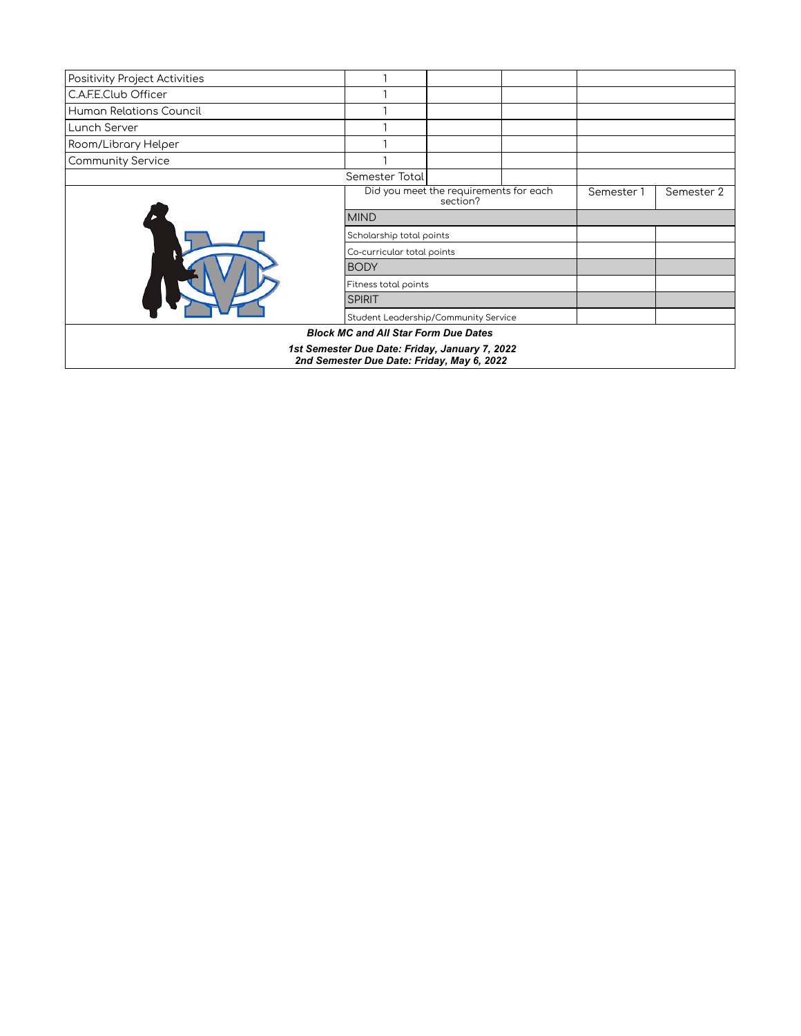| | | | | |
|---|---|---|---|---|
| Positivity Project Activities | 1 | | | |
| C.A.F.E.Club Officer | 1 | | | |
| Human Relations Council | 1 | | | |
| Lunch Server | 1 | | | |
| Room/Library Helper | 1 | | | |
| Community Service | 1 | | | |
| | Semester Total | | | |

| Did you meet the requirements for each section? | Semester 1 | Semester 2 |
|---|---|---|
| MIND | | |
| Scholarship total points | | |
| Co-curricular total points | | |
| BODY | | |
| Fitness total points | | |
| SPIRIT | | |
| Student Leadership/Community Service | | |

***Block MC and All Star Form Due Dates***

***1st Semester Due Date: Friday, January 7, 2022***
***2nd Semester Due Date: Friday, May 6, 2022***